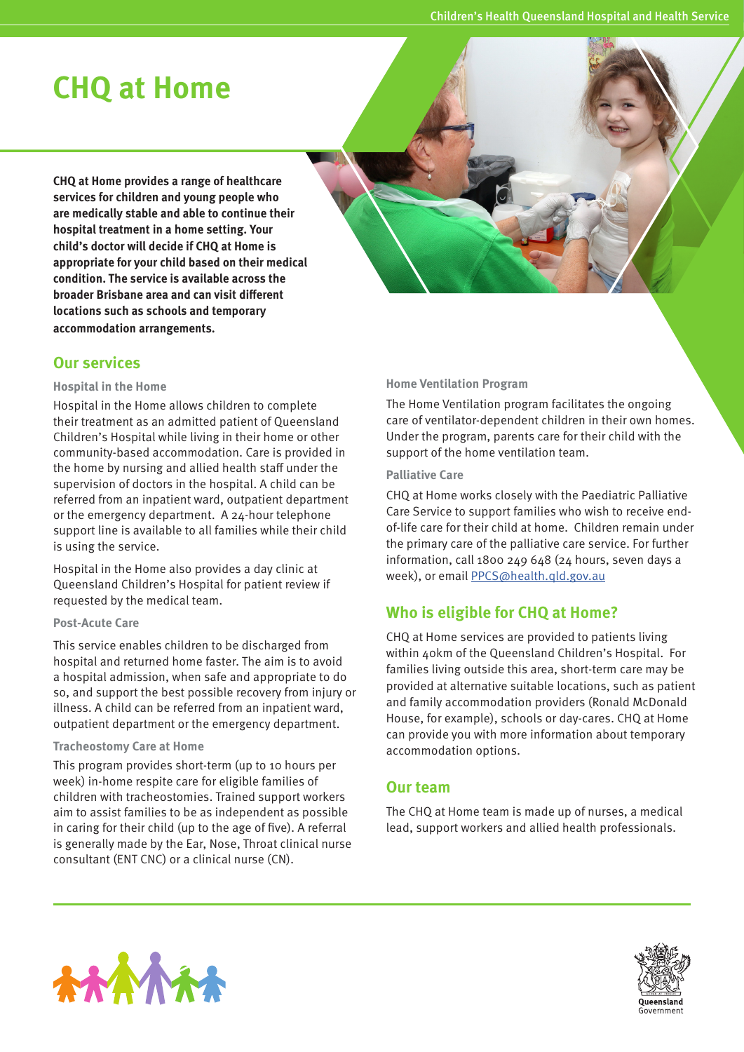# CHQ at Home

**CHQ at Home provides a range of healthcare services for children and young people who are medically stable and able to continue their hospital treatment in a home setting. Your child's doctor will decide if CHQ at Home is appropriate for your child based on their medical condition. The service is available across the broader Brisbane area and can visit different locations such as schools and temporary accommodation arrangements.**

## Our services

### Hospital in the Home

Hospital in the Home allows children to complete their treatment as an admitted patient of Queensland Children's Hospital while living in their home or other community-based accommodation. Care is provided in the home by nursing and allied health staff under the supervision of doctors in the hospital. A child can be referred from an inpatient ward, outpatient department or the emergency department. A 24-hour telephone support line is available to all families while their child is using the service.

Hospital in the Home also provides a day clinic at Queensland Children's Hospital for patient review if requested by the medical team.

### Post-Acute Care

This service enables children to be discharged from hospital and returned home faster. The aim is to avoid a hospital admission, when safe and appropriate to do so, and support the best possible recovery from injury or illness. A child can be referred from an inpatient ward, outpatient department or the emergency department.

### Tracheostomy Care at Home

This program provides short-term (up to 10 hours per week) in-home respite care for eligible families of children with tracheostomies. Trained support workers aim to assist families to be as independent as possible in caring for their child (up to the age of five). A referral is generally made by the Ear, Nose, Throat clinical nurse consultant (ENT CNC) or a clinical nurse (CN).

### Home Ventilation Program

The Home Ventilation program facilitates the ongoing care of ventilator-dependent children in their own homes. Under the program, parents care for their child with the support of the home ventilation team.

### Palliative Care

CHQ at Home works closely with the Paediatric Palliative Care Service to support families who wish to receive end-of-life care for their child at home. Children remain under the primary care of the palliative care service. For further information, call 1800 249 648 (24 hours, seven days a week), or email PPCS@health.qld.gov.au

## Who is eligible for CHQ at Home?

CHQ at Home services are provided to patients living within 40km of the Queensland Children's Hospital. For families living outside this area, short-term care may be provided at alternative suitable locations, such as patient and family accommodation providers (Ronald McDonald House, for example), schools or day-cares. CHQ at Home can provide you with more information about temporary accommodation options.

## Our team

The CHQ at Home team is made up of nurses, a medical lead, support workers and allied health professionals.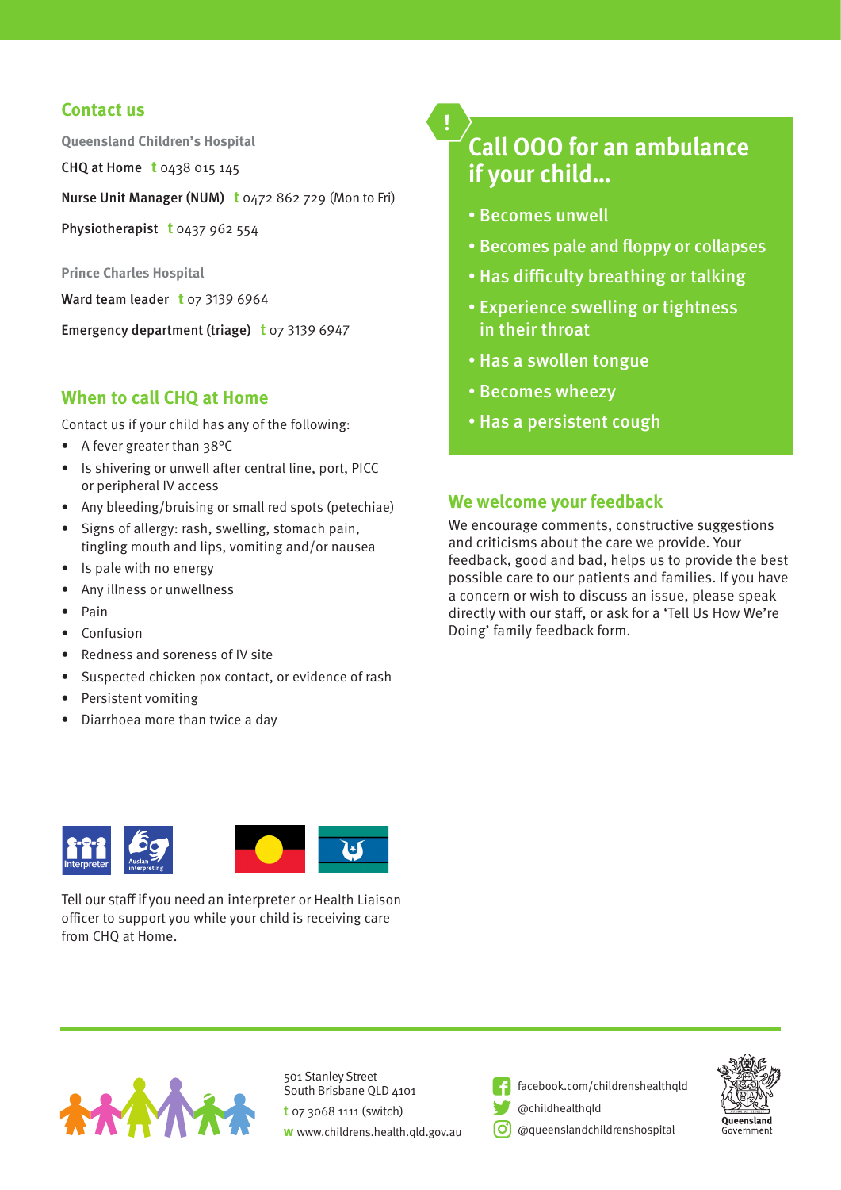## Contact us

**Queensland Children's Hospital**

CHQ at Home **t** 0438 015 145

Nurse Unit Manager (NUM) **t** 0472 862 729 (Mon to Fri)

Physiotherapist **t** 0437 962 554

**Prince Charles Hospital**

Ward team leader **t** 07 3139 6964

Emergency department (triage) **t** 07 3139 6947

## When to call CHQ at Home

Contact us if your child has any of the following:

- A fever greater than 38°C
- Is shivering or unwell after central line, port, PICC or peripheral IV access
- Any bleeding/bruising or small red spots (petechiae)
- Signs of allergy: rash, swelling, stomach pain, tingling mouth and lips, vomiting and/or nausea
- Is pale with no energy
- Any illness or unwellness
- Pain
- Confusion
- Redness and soreness of IV site
- Suspected chicken pox contact, or evidence of rash
- Persistent vomiting
- Diarrhoea more than twice a day

Tell our staff if you need an interpreter or Health Liaison officer to support you while your child is receiving care from CHQ at Home.

## Call 000 for an ambulance if your child...

- Becomes unwell
- Becomes pale and floppy or collapses
- Has difficulty breathing or talking
- Experience swelling or tightness in their throat
- Has a swollen tongue
- Becomes wheezy
- Has a persistent cough

## We welcome your feedback

We encourage comments, constructive suggestions and criticisms about the care we provide. Your feedback, good and bad, helps us to provide the best possible care to our patients and families. If you have a concern or wish to discuss an issue, please speak directly with our staff, or ask for a 'Tell Us How We're Doing' family feedback form.

501 Stanley Street
South Brisbane QLD 4101
**t** 07 3068 1111 (switch)
**w** www.childrens.health.qld.gov.au

facebook.com/childrenshealthqld
@childhealthqld
@queenslandchildrenshospital

Queensland Government